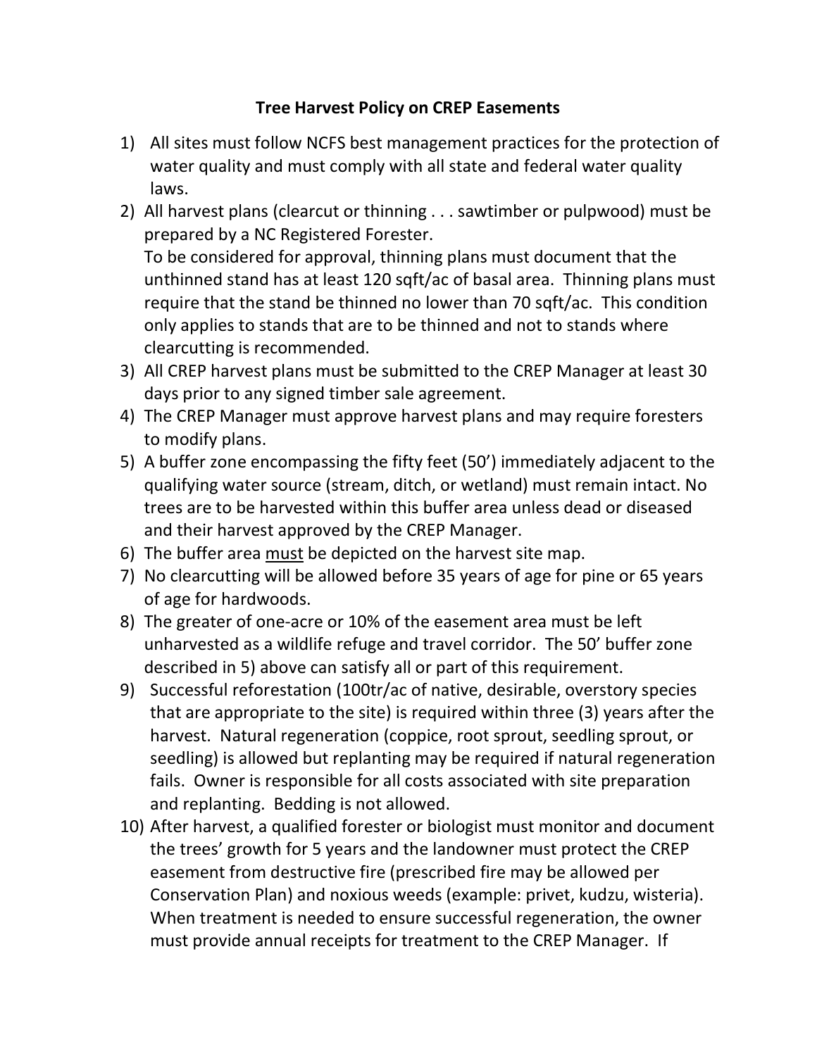# Tree Harvest Policy on CREP Easements

1) All sites must follow NCFS best management practices for the protection of water quality and must comply with all state and federal water quality laws.
2) All harvest plans (clearcut or thinning . . . sawtimber or pulpwood) must be prepared by a NC Registered Forester.
   To be considered for approval, thinning plans must document that the unthinned stand has at least 120 sqft/ac of basal area. Thinning plans must require that the stand be thinned no lower than 70 sqft/ac. This condition only applies to stands that are to be thinned and not to stands where clearcutting is recommended.
3) All CREP harvest plans must be submitted to the CREP Manager at least 30 days prior to any signed timber sale agreement.
4) The CREP Manager must approve harvest plans and may require foresters to modify plans.
5) A buffer zone encompassing the fifty feet (50') immediately adjacent to the qualifying water source (stream, ditch, or wetland) must remain intact. No trees are to be harvested within this buffer area unless dead or diseased and their harvest approved by the CREP Manager.
6) The buffer area <u>must</u> be depicted on the harvest site map.
7) No clearcutting will be allowed before 35 years of age for pine or 65 years of age for hardwoods.
8) The greater of one-acre or 10% of the easement area must be left unharvested as a wildlife refuge and travel corridor. The 50' buffer zone described in 5) above can satisfy all or part of this requirement.
9) Successful reforestation (100tr/ac of native, desirable, overstory species that are appropriate to the site) is required within three (3) years after the harvest. Natural regeneration (coppice, root sprout, seedling sprout, or seedling) is allowed but replanting may be required if natural regeneration fails. Owner is responsible for all costs associated with site preparation and replanting. Bedding is not allowed.
10) After harvest, a qualified forester or biologist must monitor and document the trees' growth for 5 years and the landowner must protect the CREP easement from destructive fire (prescribed fire may be allowed per Conservation Plan) and noxious weeds (example: privet, kudzu, wisteria). When treatment is needed to ensure successful regeneration, the owner must provide annual receipts for treatment to the CREP Manager. If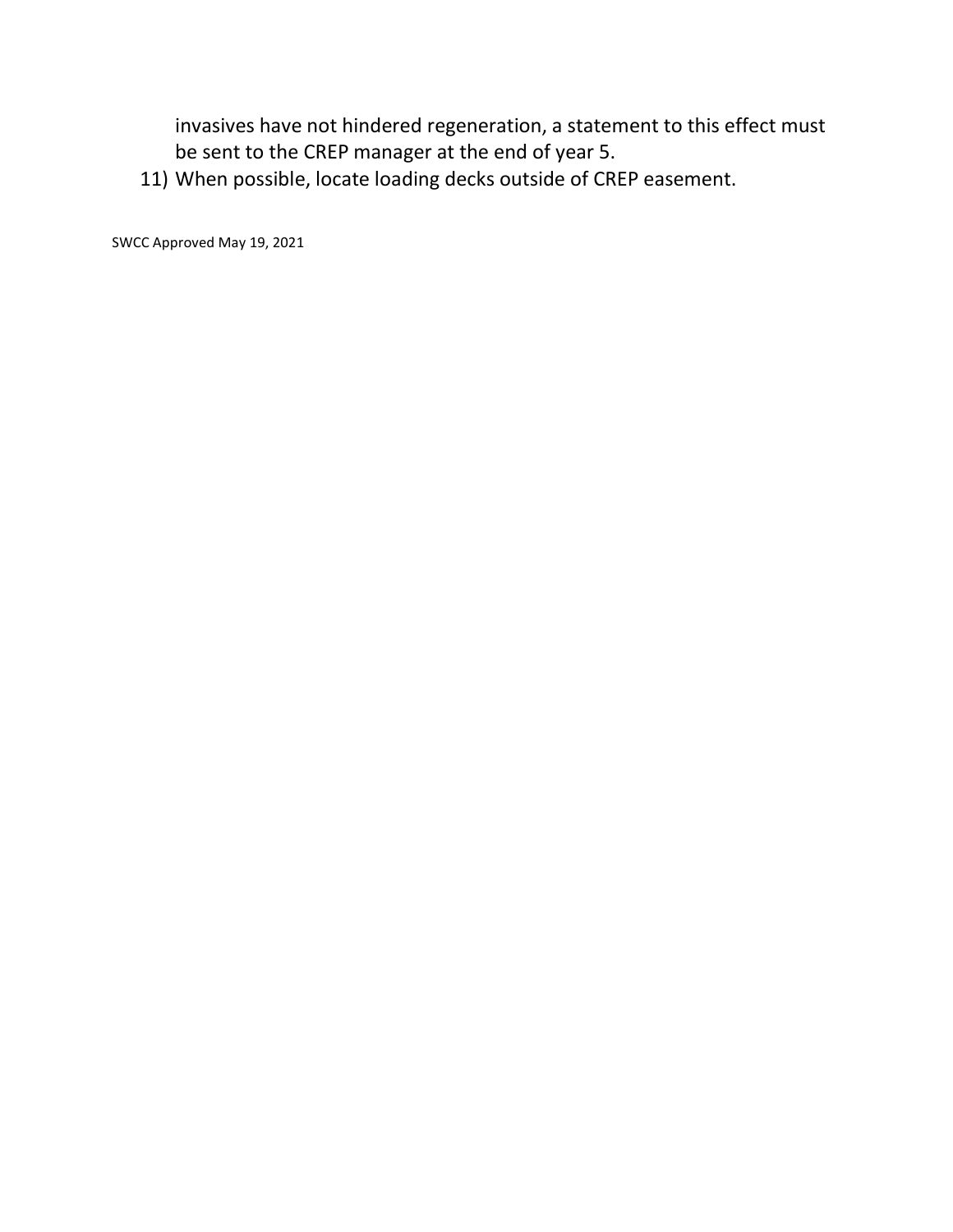invasives have not hindered regeneration, a statement to this effect must be sent to the CREP manager at the end of year 5.

11) When possible, locate loading decks outside of CREP easement.

SWCC Approved May 19, 2021